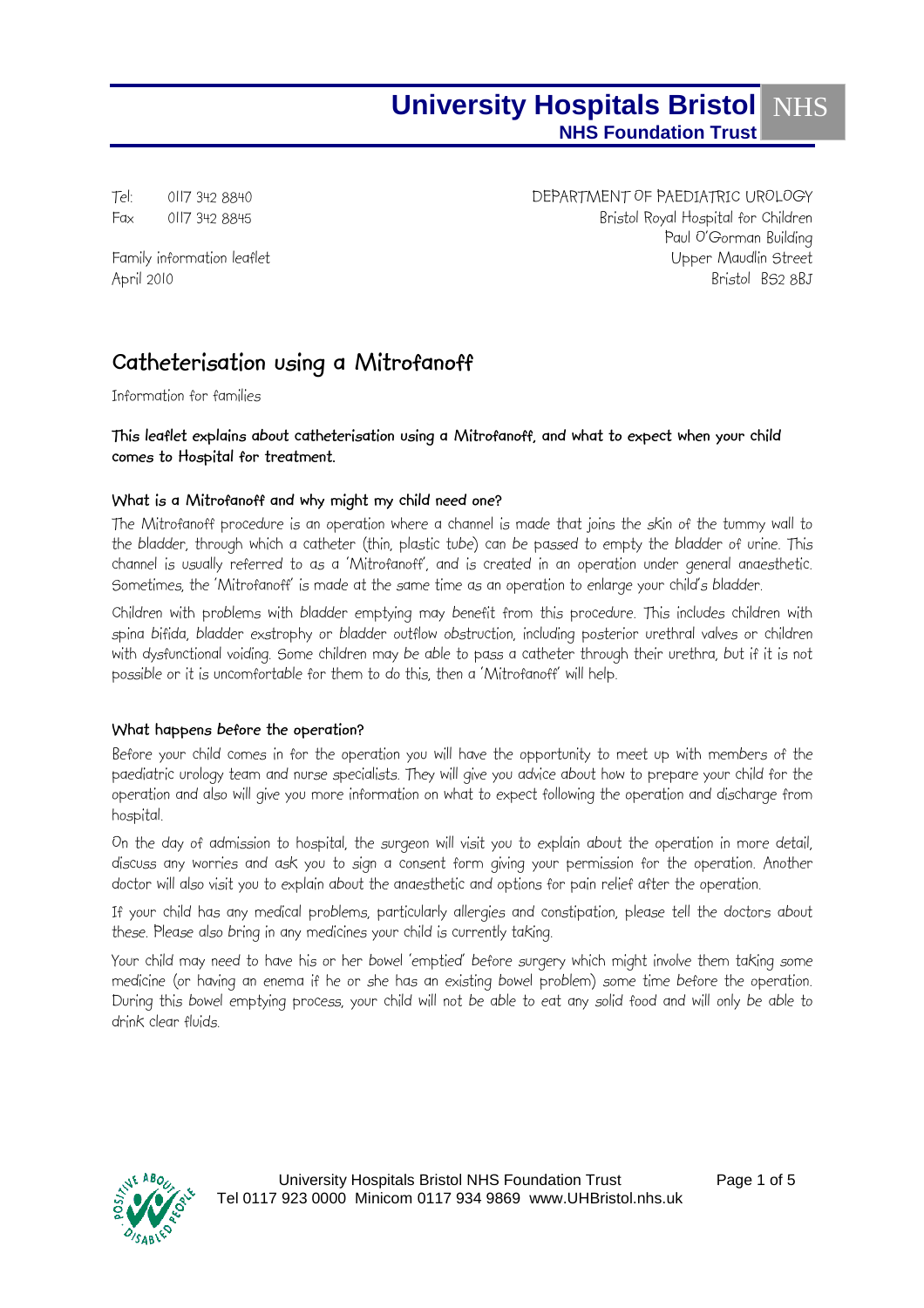**University Hospitals Bristol NHS**
**NHS Foundation Trust**

Tel: 0117 342 8840
Fax 0117 342 8845

DEPARTMENT OF PAEDIATRIC UROLOGY
Bristol Royal Hospital for Children
Paul O'Gorman Building
Upper Maudlin Street
Bristol BS2 8BJ

Family information leaflet
April 2010

# Catheterisation using a Mitrofanoff

Information for families

**This leaflet explains about catheterisation using a Mitrofanoff, and what to expect when your child comes to Hospital for treatment.**

## What is a Mitrofanoff and why might my child need one?

The Mitrofanoff procedure is an operation where a channel is made that joins the skin of the tummy wall to the bladder, through which a catheter (thin, plastic tube) can be passed to empty the bladder of urine. This channel is usually referred to as a 'Mitrofanoff', and is created in an operation under general anaesthetic. Sometimes, the 'Mitrofanoff' is made at the same time as an operation to enlarge your child's bladder.

Children with problems with bladder emptying may benefit from this procedure. This includes children with spina bifida, bladder exstrophy or bladder outflow obstruction, including posterior urethral valves or children with dysfunctional voiding. Some children may be able to pass a catheter through their urethra, but if it is not possible or it is uncomfortable for them to do this, then a 'Mitrofanoff' will help.

## What happens before the operation?

Before your child comes in for the operation you will have the opportunity to meet up with members of the paediatric urology team and nurse specialists. They will give you advice about how to prepare your child for the operation and also will give you more information on what to expect following the operation and discharge from hospital.

On the day of admission to hospital, the surgeon will visit you to explain about the operation in more detail, discuss any worries and ask you to sign a consent form giving your permission for the operation. Another doctor will also visit you to explain about the anaesthetic and options for pain relief after the operation.

If your child has any medical problems, particularly allergies and constipation, please tell the doctors about these. Please also bring in any medicines your child is currently taking.

Your child may need to have his or her bowel 'emptied' before surgery which might involve them taking some medicine (or having an enema if he or she has an existing bowel problem) some time before the operation. During this bowel emptying process, your child will not be able to eat any solid food and will only be able to drink clear fluids.

University Hospitals Bristol NHS Foundation Trust
Tel 0117 923 0000 Minicom 0117 934 9869 www.UHBristol.nhs.uk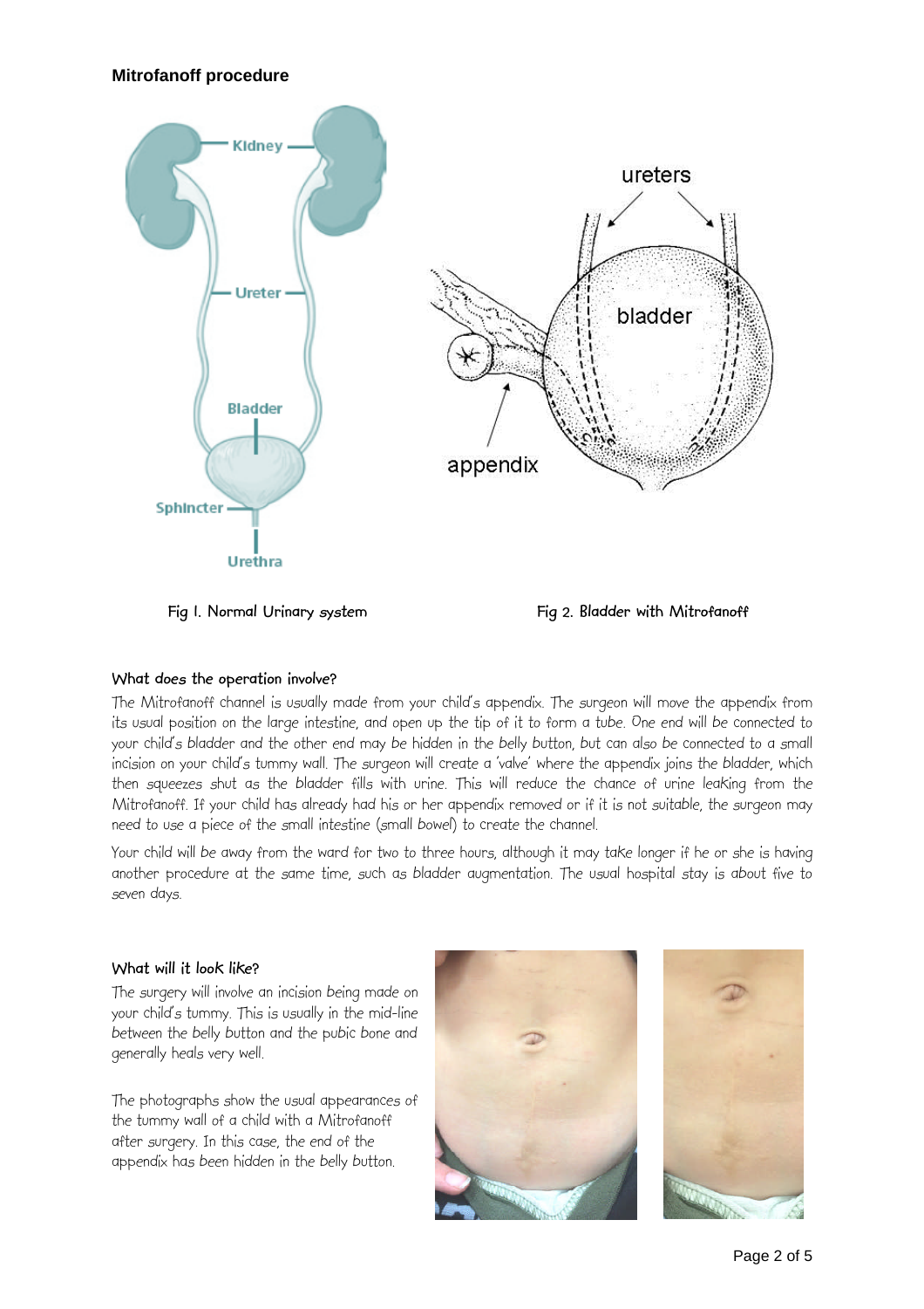## Mitrofanoff procedure

Fig 1. Normal Urinary system

Fig 2. Bladder with Mitrofanoff

### What does the operation involve?

The Mitrofanoff channel is usually made from your child's appendix. The surgeon will move the appendix from its usual position on the large intestine, and open up the tip of it to form a tube. One end will be connected to your child's bladder and the other end may be hidden in the belly button, but can also be connected to a small incision on your child's tummy wall. The surgeon will create a 'valve' where the appendix joins the bladder, which then squeezes shut as the bladder fills with urine. This will reduce the chance of urine leaking from the Mitrofanoff. If your child has already had his or her appendix removed or if it is not suitable, the surgeon may need to use a piece of the small intestine (small bowel) to create the channel.

Your child will be away from the ward for two to three hours, although it may take longer if he or she is having another procedure at the same time, such as bladder augmentation. The usual hospital stay is about five to seven days.

### What will it look like?

The surgery will involve an incision being made on your child's tummy. This is usually in the mid-line between the belly button and the pubic bone and generally heals very well.

The photographs show the usual appearances of the tummy wall of a child with a Mitrofanoff after surgery. In this case, the end of the appendix has been hidden in the belly button.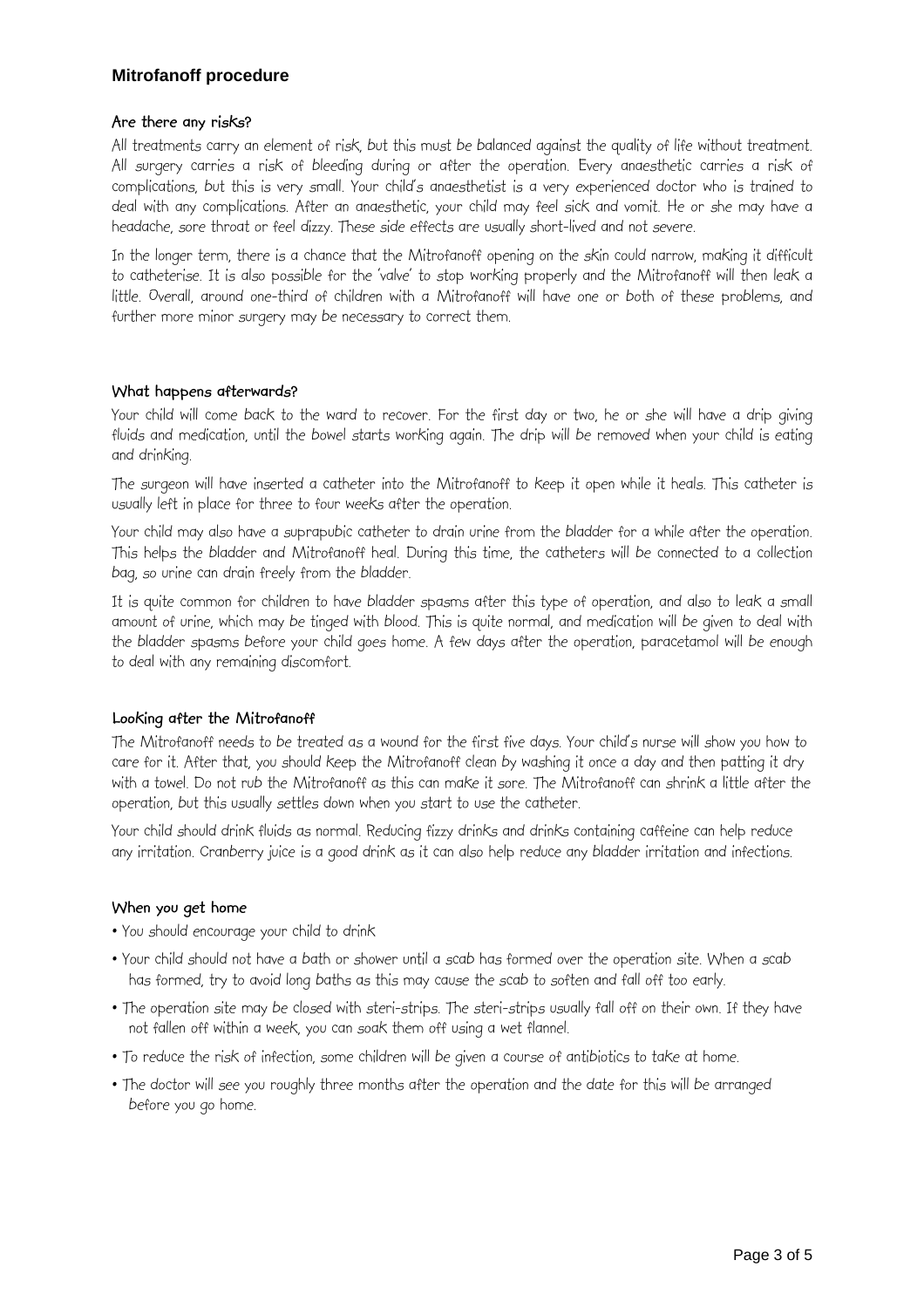## Mitrofanoff procedure

### Are there any risks?

All treatments carry an element of risk, but this must be balanced against the quality of life without treatment. All surgery carries a risk of bleeding during or after the operation. Every anaesthetic carries a risk of complications, but this is very small. Your child's anaesthetist is a very experienced doctor who is trained to deal with any complications. After an anaesthetic, your child may feel sick and vomit. He or she may have a headache, sore throat or feel dizzy. These side effects are usually short-lived and not severe.

In the longer term, there is a chance that the Mitrofanoff opening on the skin could narrow, making it difficult to catheterise. It is also possible for the 'valve' to stop working properly and the Mitrofanoff will then leak a little. Overall, around one-third of children with a Mitrofanoff will have one or both of these problems, and further more minor surgery may be necessary to correct them.

### What happens afterwards?

Your child will come back to the ward to recover. For the first day or two, he or she will have a drip giving fluids and medication, until the bowel starts working again. The drip will be removed when your child is eating and drinking.

The surgeon will have inserted a catheter into the Mitrofanoff to keep it open while it heals. This catheter is usually left in place for three to four weeks after the operation.

Your child may also have a suprapubic catheter to drain urine from the bladder for a while after the operation. This helps the bladder and Mitrofanoff heal. During this time, the catheters will be connected to a collection bag, so urine can drain freely from the bladder.

It is quite common for children to have bladder spasms after this type of operation, and also to leak a small amount of urine, which may be tinged with blood. This is quite normal, and medication will be given to deal with the bladder spasms before your child goes home. A few days after the operation, paracetamol will be enough to deal with any remaining discomfort.

### Looking after the Mitrofanoff

The Mitrofanoff needs to be treated as a wound for the first five days. Your child's nurse will show you how to care for it. After that, you should keep the Mitrofanoff clean by washing it once a day and then patting it dry with a towel. Do not rub the Mitrofanoff as this can make it sore. The Mitrofanoff can shrink a little after the operation, but this usually settles down when you start to use the catheter.

Your child should drink fluids as normal. Reducing fizzy drinks and drinks containing caffeine can help reduce any irritation. Cranberry juice is a good drink as it can also help reduce any bladder irritation and infections.

### When you get home

- You should encourage your child to drink
- Your child should not have a bath or shower until a scab has formed over the operation site. When a scab has formed, try to avoid long baths as this may cause the scab to soften and fall off too early.
- The operation site may be closed with steri-strips. The steri-strips usually fall off on their own. If they have not fallen off within a week, you can soak them off using a wet flannel.
- To reduce the risk of infection, some children will be given a course of antibiotics to take at home.
- The doctor will see you roughly three months after the operation and the date for this will be arranged before you go home.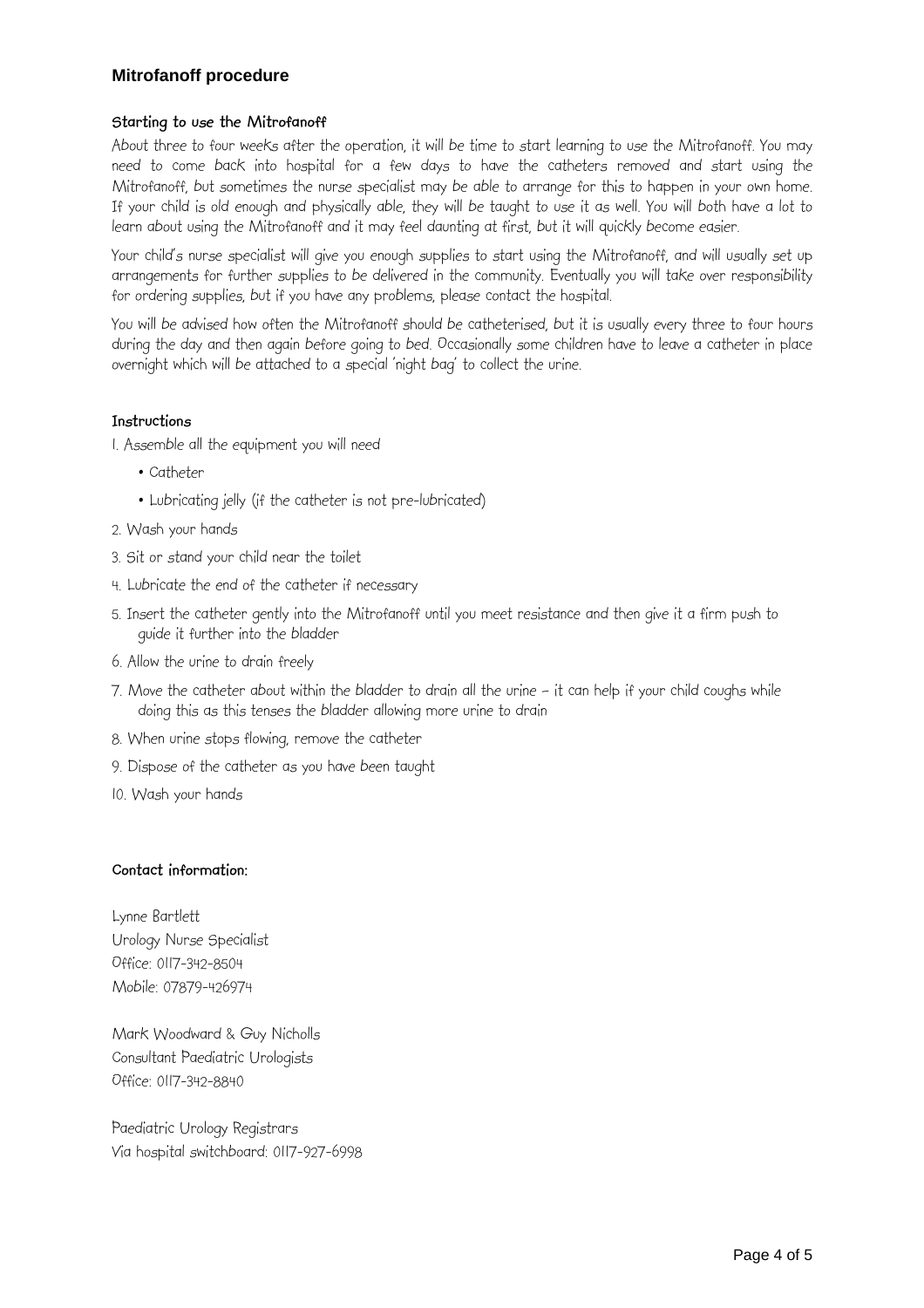## Mitrofanoff procedure

### Starting to use the Mitrofanoff

About three to four weeks after the operation, it will be time to start learning to use the Mitrofanoff. You may need to come back into hospital for a few days to have the catheters removed and start using the Mitrofanoff, but sometimes the nurse specialist may be able to arrange for this to happen in your own home. If your child is old enough and physically able, they will be taught to use it as well. You will both have a lot to learn about using the Mitrofanoff and it may feel daunting at first, but it will quickly become easier.

Your child's nurse specialist will give you enough supplies to start using the Mitrofanoff, and will usually set up arrangements for further supplies to be delivered in the community. Eventually you will take over responsibility for ordering supplies, but if you have any problems, please contact the hospital.

You will be advised how often the Mitrofanoff should be catheterised, but it is usually every three to four hours during the day and then again before going to bed. Occasionally some children have to leave a catheter in place overnight which will be attached to a special 'night bag' to collect the urine.

### Instructions

1. Assemble all the equipment you will need
   - Catheter
   - Lubricating jelly (if the catheter is not pre-lubricated)
2. Wash your hands
3. Sit or stand your child near the toilet
4. Lubricate the end of the catheter if necessary
5. Insert the catheter gently into the Mitrofanoff until you meet resistance and then give it a firm push to guide it further into the bladder
6. Allow the urine to drain freely
7. Move the catheter about within the bladder to drain all the urine – it can help if your child coughs while doing this as this tenses the bladder allowing more urine to drain
8. When urine stops flowing, remove the catheter
9. Dispose of the catheter as you have been taught
10. Wash your hands

### Contact information:

Lynne Bartlett
Urology Nurse Specialist
Office: 0117-342-8504
Mobile: 07879-426974

Mark Woodward & Guy Nicholls
Consultant Paediatric Urologists
Office: 0117-342-8840

Paediatric Urology Registrars
Via hospital switchboard: 0117-927-6998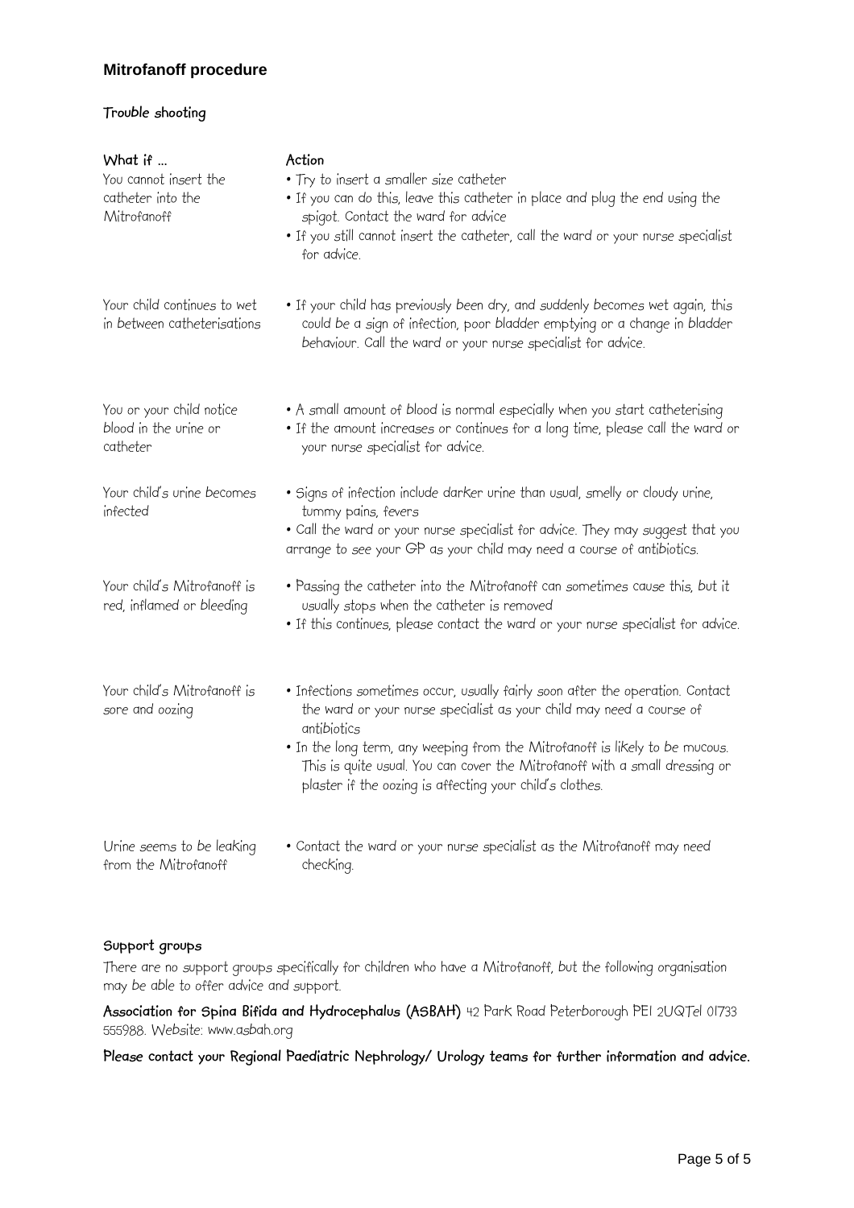## Mitrofanoff procedure

### Trouble shooting

| What if ... | Action |
| --- | --- |
| You cannot insert the catheter into the Mitrofanoff | • Try to insert a smaller size catheter<br>• If you can do this, leave this catheter in place and plug the end using the spigot. Contact the ward for advice<br>• If you still cannot insert the catheter, call the ward or your nurse specialist for advice. |
| Your child continues to wet in between catheterisations | • If your child has previously been dry, and suddenly becomes wet again, this could be a sign of infection, poor bladder emptying or a change in bladder behaviour. Call the ward or your nurse specialist for advice. |
| You or your child notice blood in the urine or catheter | • A small amount of blood is normal especially when you start catheterising<br>• If the amount increases or continues for a long time, please call the ward or your nurse specialist for advice. |
| Your child's urine becomes infected | • Signs of infection include darker urine than usual, smelly or cloudy urine, tummy pains, fevers<br>• Call the ward or your nurse specialist for advice. They may suggest that you arrange to see your GP as your child may need a course of antibiotics. |
| Your child's Mitrofanoff is red, inflamed or bleeding | • Passing the catheter into the Mitrofanoff can sometimes cause this, but it usually stops when the catheter is removed<br>• If this continues, please contact the ward or your nurse specialist for advice. |
| Your child's Mitrofanoff is sore and oozing | • Infections sometimes occur, usually fairly soon after the operation. Contact the ward or your nurse specialist as your child may need a course of antibiotics<br>• In the long term, any weeping from the Mitrofanoff is likely to be mucous. This is quite usual. You can cover the Mitrofanoff with a small dressing or plaster if the oozing is affecting your child's clothes. |
| Urine seems to be leaking from the Mitrofanoff | • Contact the ward or your nurse specialist as the Mitrofanoff may need checking. |

### Support groups

There are no support groups specifically for children who have a Mitrofanoff, but the following organisation may be able to offer advice and support.

**Association for Spina Bifida and Hydrocephalus (ASBAH)** 42 Park Road Peterborough PE1 2UQTel 01733 555988. Website: www.asbah.org

**Please contact your Regional Paediatric Nephrology/ Urology teams for further information and advice.**